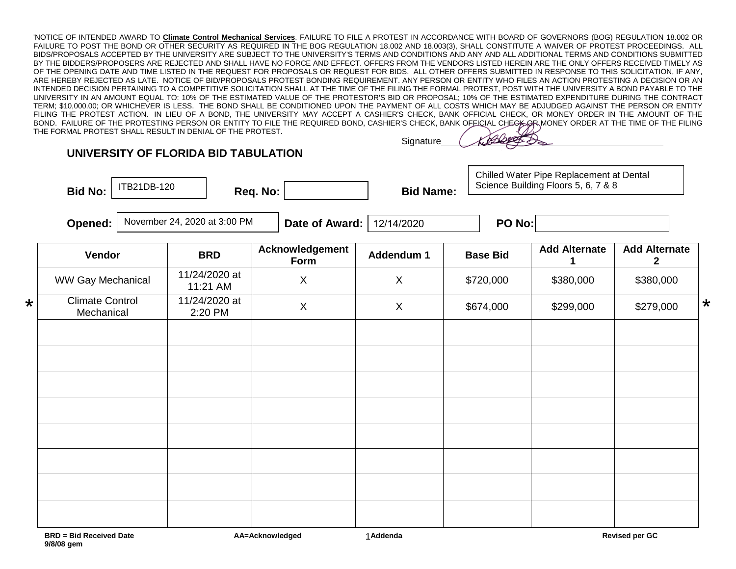'NOTICE OF INTENDED AWARD TO **Climate Control Mechanical Services**. FAILURE TO FILE A PROTEST IN ACCORDANCE WITH BOARD OF GOVERNORS (BOG) REGULATION 18.002 OR FAILURE TO POST THE BOND OR OTHER SECURITY AS REQUIRED IN THE BOG REGULATION 18.002 AND 18.003(3), SHALL CONSTITUTE A WAIVER OF PROTEST PROCEEDINGS. ALL BIDS/PROPOSALS ACCEPTED BY THE UNIVERSITY ARE SUBJECT TO THE UNIVERSITY'S TERMS AND CONDITIONS AND ANY AND ALL ADDITIONAL TERMS AND CONDITIONS SUBMITTED BY THE BIDDERS/PROPOSERS ARE REJECTED AND SHALL HAVE NO FORCE AND EFFECT. OFFERS FROM THE VENDORS LISTED HEREIN ARE THE ONLY OFFERS RECEIVED TIMELY AS OF THE OPENING DATE AND TIME LISTED IN THE REQUEST FOR PROPOSALS OR REQUEST FOR BIDS. ALL OTHER OFFERS SUBMITTED IN RESPONSE TO THIS SOLICITATION, IF ANY, ARE HEREBY REJECTED AS LATE. NOTICE OF BID/PROPOSALS PROTEST BONDING REQUIREMENT. ANY PERSON OR ENTITY WHO FILES AN ACTION PROTESTING A DECISION OR AN INTENDED DECISION PERTAINING TO A COMPETITIVE SOLICITATION SHALL AT THE TIME OF THE FILING THE FORMAL PROTEST, POST WITH THE UNIVERSITY A BOND PAYABLE TO THE UNIVERSITY IN AN AMOUNT EQUAL TO: 10% OF THE ESTIMATED VALUE OF THE PROTESTOR'S BID OR PROPOSAL; 10% OF THE ESTIMATED EXPENDITURE DURING THE CONTRACT TERM; $10,000.00; OR WHICHEVER IS LESS. THE BOND SHALL BE CONDITIONED UPON THE PAYMENT OF ALL COSTS WHICH MAY BE ADJUDGED AGAINST THE PERSON OR ENTITY FILING THE PROTEST ACTION. IN LIEU OF A BOND, THE UNIVERSITY MAY ACCEPT A CASHIER'S CHECK, BANK OFFICIAL CHECK, OR MONEY ORDER IN THE AMOUNT OF THE BOND. FAILURE OF THE PROTESTING PERSON OR ENTITY TO FILE THE REQUIRED BOND, CASHIER'S CHECK, BANK OFFICIAL CHECK OR MONEY ORDER AT THE TIME OF THE FILING THE FORMAL PROTEST SHALL RESULT IN DENIAL OF THE PROTEST.

Signature\_\_\_\_\_\_\_\_\_\_\_\_\_\_\_\_\_\_\_\_

## UNIVERSITY OF FLORIDA BID TABULATION

**Bid No:** ITB21DB-120 **Req. No:** **Bid Name:** Chilled Water Pipe Replacement at Dental Science Building Floors 5, 6, 7 & 8

**Opened:** November 24, 2020 at 3:00 PM **Date of Award:** 12/14/2020 **PO No:**

| Vendor | BRD | Acknowledgement Form | Addendum 1 | Base Bid | Add Alternate 1 | Add Alternate 2 |
|---|---|---|---|---|---|---|
| WW Gay Mechanical | 11/24/2020 at 11:21 AM | X | X | $720,000 | $380,000 | $380,000 |
| * Climate Control Mechanical | 11/24/2020 at 2:20 PM | X | X | $674,000 | $299,000 | $279,000 * |
| | | | | | | |
| | | | | | | |
| | | | | | | |
| | | | | | | |
| | | | | | | |
| | | | | | | |
| | | | | | | |
| | | | | | | |

**BRD = Bid Received Date** **AA=Acknowledged** 1**Addenda** **Revised per GC**
**9/8/08 gem**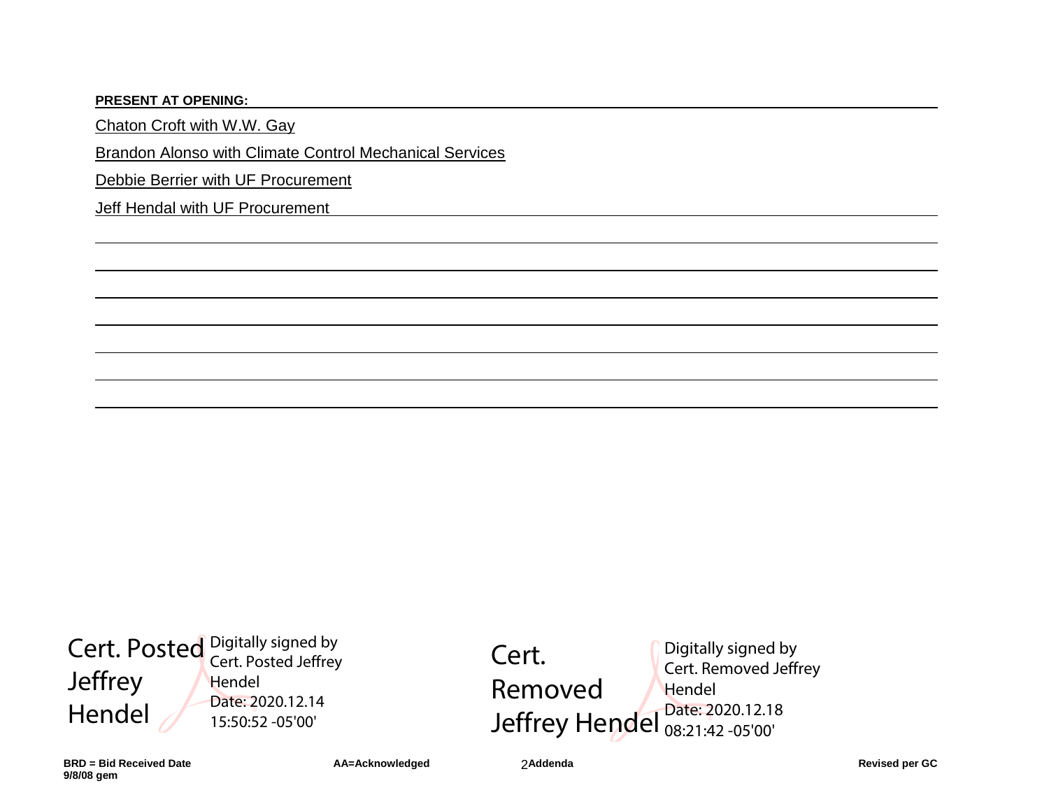**PRESENT AT OPENING:**

Chaton Croft with W.W. Gay

Brandon Alonso with Climate Control Mechanical Services

Debbie Berrier with UF Procurement

Jeff Hendal with UF Procurement

Cert. Posted Jeffrey Hendel — Digitally signed by Cert. Posted Jeffrey Hendel Date: 2020.12.14 15:50:52 -05'00'

Cert. Removed Jeffrey Hendel — Digitally signed by Cert. Removed Jeffrey Hendel Date: 2020.12.18 08:21:42 -05'00'

**BRD = Bid Received Date**
**9/8/08 gem**

**AA=Acknowledged**

2**Addenda**

**Revised per GC**